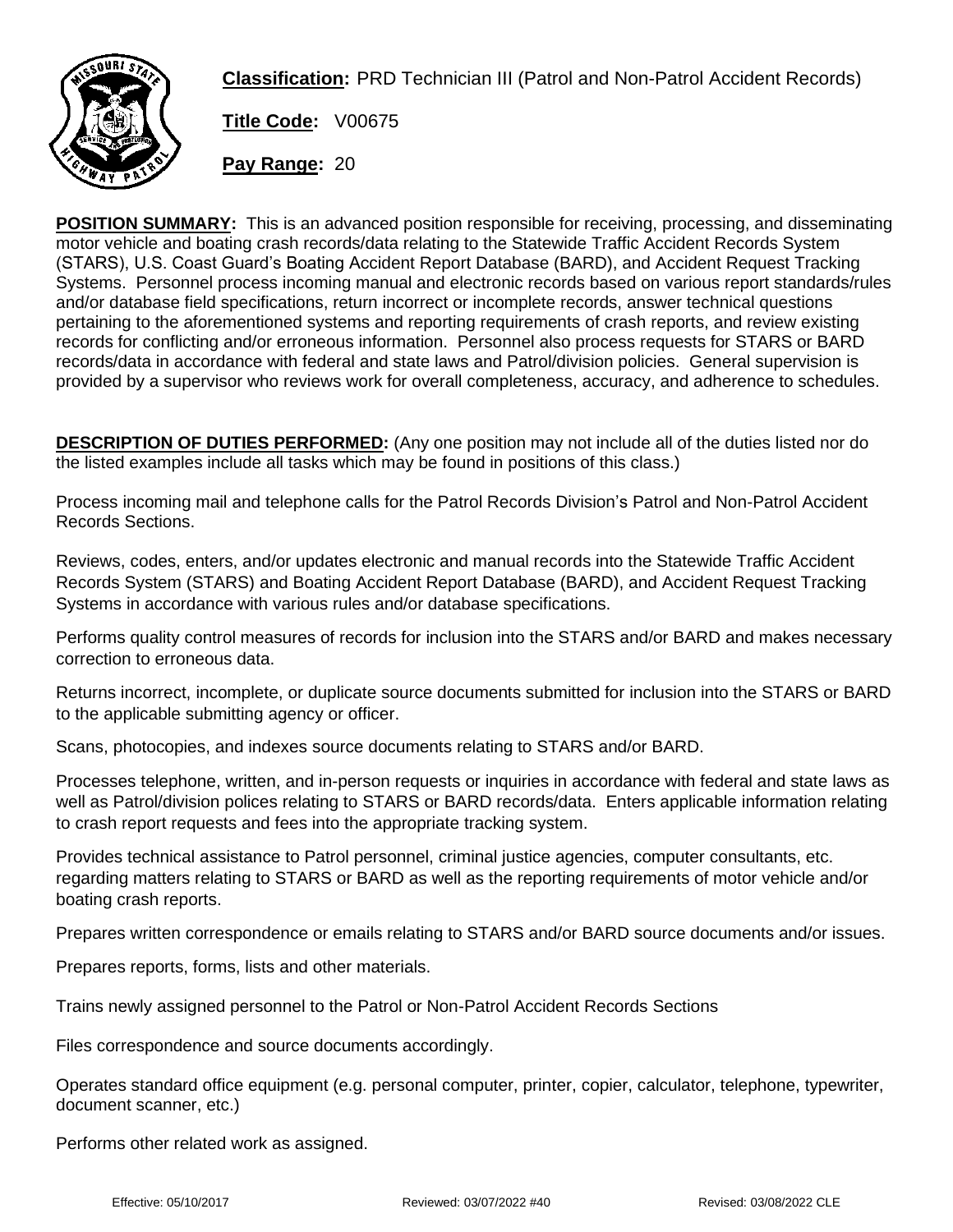**Classification:** PRD Technician III (Patrol and Non-Patrol Accident Records)

**Title Code:** V00675

**Pay Range:** 20

**POSITION SUMMARY:** This is an advanced position responsible for receiving, processing, and disseminating motor vehicle and boating crash records/data relating to the Statewide Traffic Accident Records System (STARS), U.S. Coast Guard's Boating Accident Report Database (BARD), and Accident Request Tracking Systems. Personnel process incoming manual and electronic records based on various report standards/rules and/or database field specifications, return incorrect or incomplete records, answer technical questions pertaining to the aforementioned systems and reporting requirements of crash reports, and review existing records for conflicting and/or erroneous information. Personnel also process requests for STARS or BARD records/data in accordance with federal and state laws and Patrol/division policies. General supervision is provided by a supervisor who reviews work for overall completeness, accuracy, and adherence to schedules.

**DESCRIPTION OF DUTIES PERFORMED:** (Any one position may not include all of the duties listed nor do the listed examples include all tasks which may be found in positions of this class.)

Process incoming mail and telephone calls for the Patrol Records Division's Patrol and Non-Patrol Accident Records Sections.

Reviews, codes, enters, and/or updates electronic and manual records into the Statewide Traffic Accident Records System (STARS) and Boating Accident Report Database (BARD), and Accident Request Tracking Systems in accordance with various rules and/or database specifications.

Performs quality control measures of records for inclusion into the STARS and/or BARD and makes necessary correction to erroneous data.

Returns incorrect, incomplete, or duplicate source documents submitted for inclusion into the STARS or BARD to the applicable submitting agency or officer.

Scans, photocopies, and indexes source documents relating to STARS and/or BARD.

Processes telephone, written, and in-person requests or inquiries in accordance with federal and state laws as well as Patrol/division polices relating to STARS or BARD records/data. Enters applicable information relating to crash report requests and fees into the appropriate tracking system.

Provides technical assistance to Patrol personnel, criminal justice agencies, computer consultants, etc. regarding matters relating to STARS or BARD as well as the reporting requirements of motor vehicle and/or boating crash reports.

Prepares written correspondence or emails relating to STARS and/or BARD source documents and/or issues.

Prepares reports, forms, lists and other materials.

Trains newly assigned personnel to the Patrol or Non-Patrol Accident Records Sections

Files correspondence and source documents accordingly.

Operates standard office equipment (e.g. personal computer, printer, copier, calculator, telephone, typewriter, document scanner, etc.)

Performs other related work as assigned.

Effective: 05/10/2017 Reviewed: 03/07/2022 #40 Revised: 03/08/2022 CLE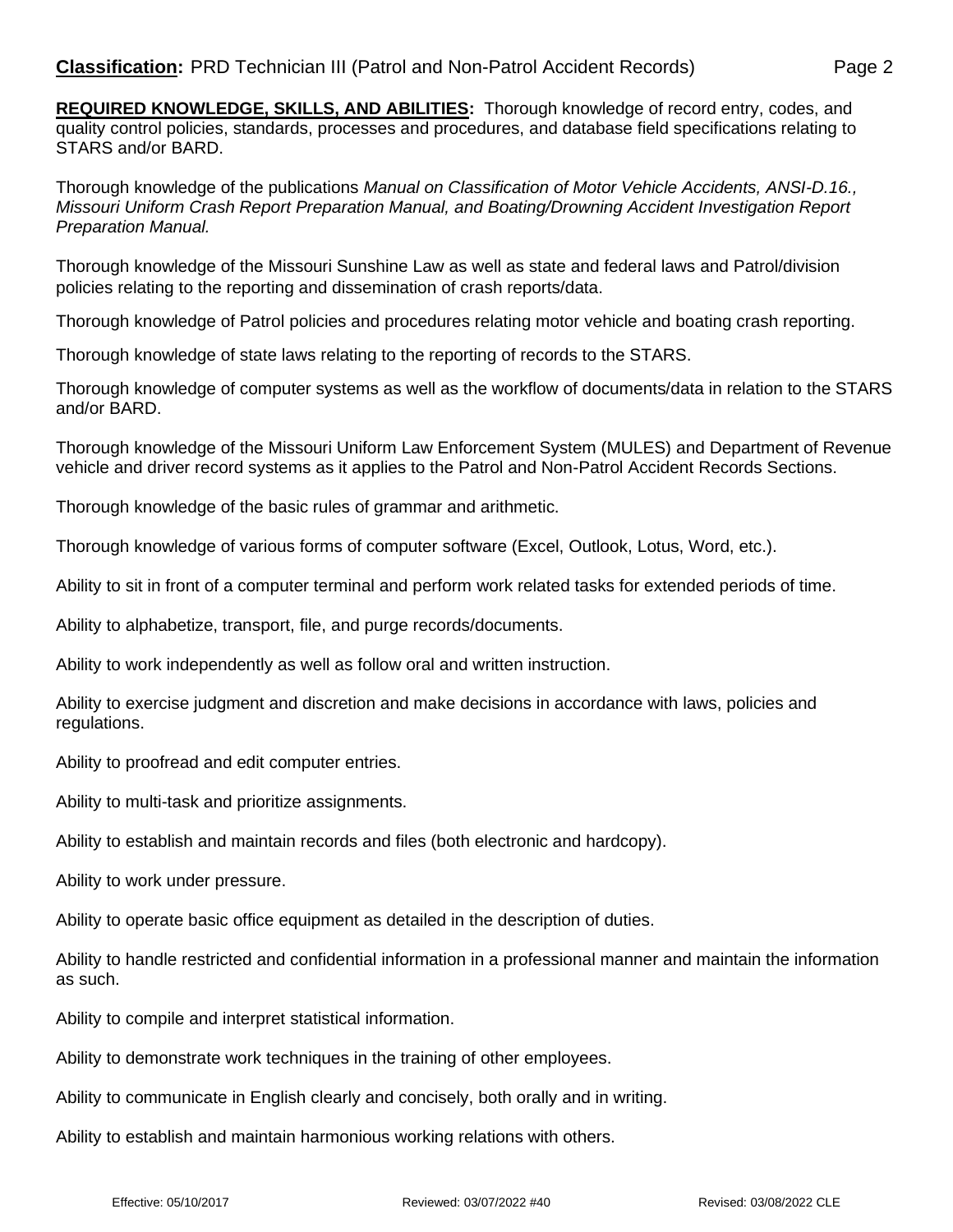**REQUIRED KNOWLEDGE, SKILLS, AND ABILITIES:** Thorough knowledge of record entry, codes, and quality control policies, standards, processes and procedures, and database field specifications relating to STARS and/or BARD.

Thorough knowledge of the publications *Manual on Classification of Motor Vehicle Accidents, ANSI-D.16., Missouri Uniform Crash Report Preparation Manual, and Boating/Drowning Accident Investigation Report Preparation Manual.*

Thorough knowledge of the Missouri Sunshine Law as well as state and federal laws and Patrol/division policies relating to the reporting and dissemination of crash reports/data.

Thorough knowledge of Patrol policies and procedures relating motor vehicle and boating crash reporting.

Thorough knowledge of state laws relating to the reporting of records to the STARS.

Thorough knowledge of computer systems as well as the workflow of documents/data in relation to the STARS and/or BARD.

Thorough knowledge of the Missouri Uniform Law Enforcement System (MULES) and Department of Revenue vehicle and driver record systems as it applies to the Patrol and Non-Patrol Accident Records Sections.

Thorough knowledge of the basic rules of grammar and arithmetic.

Thorough knowledge of various forms of computer software (Excel, Outlook, Lotus, Word, etc.).

Ability to sit in front of a computer terminal and perform work related tasks for extended periods of time.

Ability to alphabetize, transport, file, and purge records/documents.

Ability to work independently as well as follow oral and written instruction.

Ability to exercise judgment and discretion and make decisions in accordance with laws, policies and regulations.

Ability to proofread and edit computer entries.

Ability to multi-task and prioritize assignments.

Ability to establish and maintain records and files (both electronic and hardcopy).

Ability to work under pressure.

Ability to operate basic office equipment as detailed in the description of duties.

Ability to handle restricted and confidential information in a professional manner and maintain the information as such.

Ability to compile and interpret statistical information.

Ability to demonstrate work techniques in the training of other employees.

Ability to communicate in English clearly and concisely, both orally and in writing.

Ability to establish and maintain harmonious working relations with others.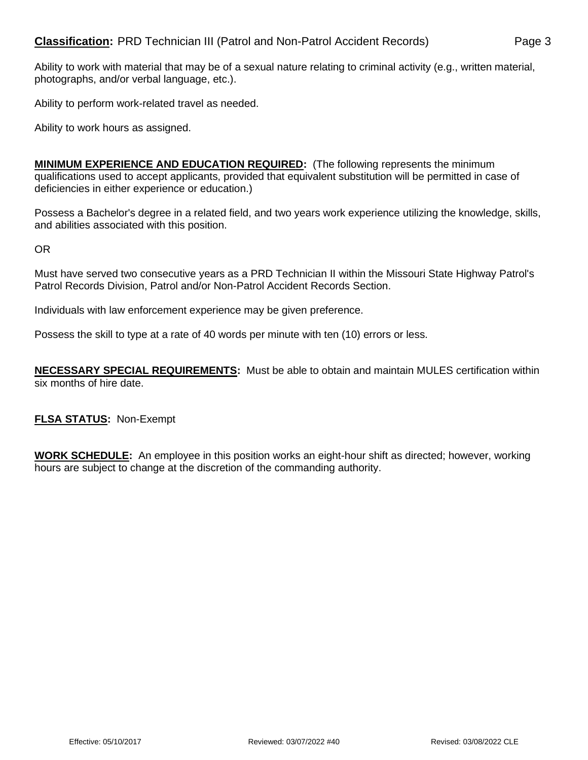Ability to work with material that may be of a sexual nature relating to criminal activity (e.g., written material, photographs, and/or verbal language, etc.).

Ability to perform work-related travel as needed.

Ability to work hours as assigned.

**MINIMUM EXPERIENCE AND EDUCATION REQUIRED:** (The following represents the minimum qualifications used to accept applicants, provided that equivalent substitution will be permitted in case of deficiencies in either experience or education.)

Possess a Bachelor's degree in a related field, and two years work experience utilizing the knowledge, skills, and abilities associated with this position.

OR

Must have served two consecutive years as a PRD Technician II within the Missouri State Highway Patrol's Patrol Records Division, Patrol and/or Non-Patrol Accident Records Section.

Individuals with law enforcement experience may be given preference.

Possess the skill to type at a rate of 40 words per minute with ten (10) errors or less.

**NECESSARY SPECIAL REQUIREMENTS:** Must be able to obtain and maintain MULES certification within six months of hire date.

**FLSA STATUS:** Non-Exempt

**WORK SCHEDULE:** An employee in this position works an eight-hour shift as directed; however, working hours are subject to change at the discretion of the commanding authority.